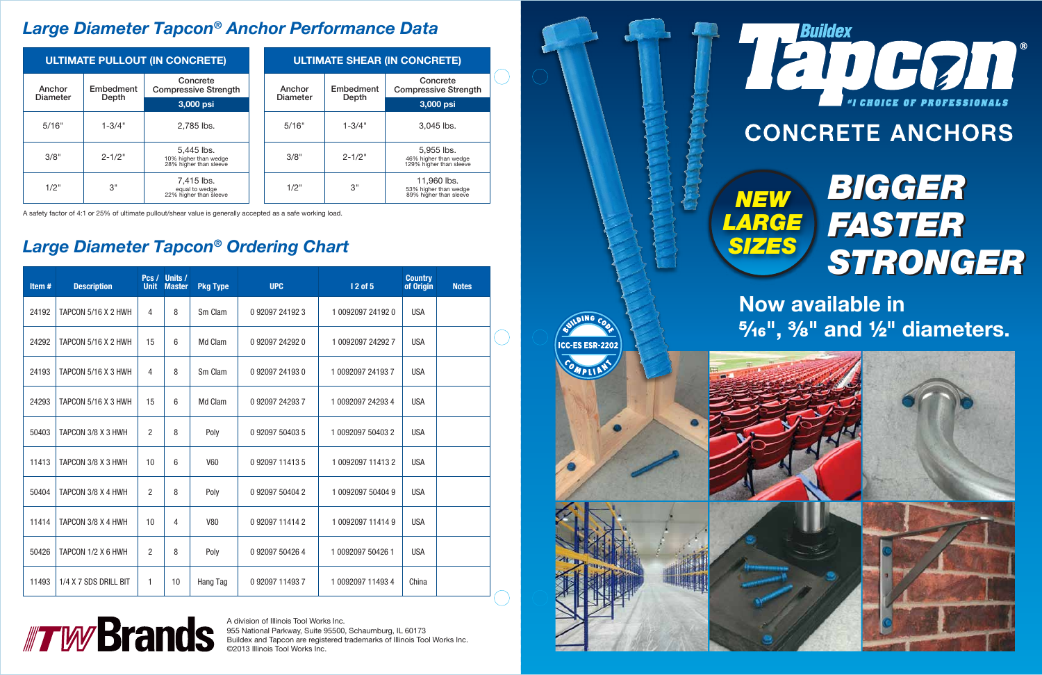# Large Diameter Tapcon® Anchor Performance Data

| ULTIMATE PULLOUT (IN CONCRETE) | | |
|---|---|---|
| Anchor Diameter | Embedment Depth | Concrete Compressive Strength 3,000 psi |
| 5/16" | 1-3/4" | 2,785 lbs. |
| 3/8" | 2-1/2" | 5,445 lbs. 10% higher than wedge 28% higher than sleeve |
| 1/2" | 3" | 7,415 lbs. equal to wedge 22% higher than sleeve |

| ULTIMATE SHEAR (IN CONCRETE) | | |
|---|---|---|
| Anchor Diameter | Embedment Depth | Concrete Compressive Strength 3,000 psi |
| 5/16" | 1-3/4" | 3,045 lbs. |
| 3/8" | 2-1/2" | 5,955 lbs. 46% higher than wedge 129% higher than sleeve |
| 1/2" | 3" | 11,960 lbs. 53% higher than wedge 89% higher than sleeve |

A safety factor of 4:1 or 25% of ultimate pullout/shear value is generally accepted as a safe working load.

# Large Diameter Tapcon® Ordering Chart

| Item # | Description | Pcs / Unit | Units / Master | Pkg Type | UPC | I 2 of 5 | Country of Origin | Notes |
|---|---|---|---|---|---|---|---|---|
| 24192 | TAPCON 5/16 X 2 HWH | 4 | 8 | Sm Clam | 0 92097 24192 3 | 1 0092097 24192 0 | USA | |
| 24292 | TAPCON 5/16 X 2 HWH | 15 | 6 | Md Clam | 0 92097 24292 0 | 1 0092097 24292 7 | USA | |
| 24193 | TAPCON 5/16 X 3 HWH | 4 | 8 | Sm Clam | 0 92097 24193 0 | 1 0092097 24193 7 | USA | |
| 24293 | TAPCON 5/16 X 3 HWH | 15 | 6 | Md Clam | 0 92097 24293 7 | 1 0092097 24293 4 | USA | |
| 50403 | TAPCON 3/8 X 3 HWH | 2 | 8 | Poly | 0 92097 50403 5 | 1 0092097 50403 2 | USA | |
| 11413 | TAPCON 3/8 X 3 HWH | 10 | 6 | V60 | 0 92097 11413 5 | 1 0092097 11413 2 | USA | |
| 50404 | TAPCON 3/8 X 4 HWH | 2 | 8 | Poly | 0 92097 50404 2 | 1 0092097 50404 9 | USA | |
| 11414 | TAPCON 3/8 X 4 HWH | 10 | 4 | V80 | 0 92097 11414 2 | 1 0092097 11414 9 | USA | |
| 50426 | TAPCON 1/2 X 6 HWH | 2 | 8 | Poly | 0 92097 50426 4 | 1 0092097 50426 1 | USA | |
| 11493 | 1/4 X 7 SDS DRILL BIT | 1 | 10 | Hang Tag | 0 92097 11493 7 | 1 0092097 11493 4 | China | |

ITW Brands

A division of Illinois Tool Works Inc.
955 National Parkway, Suite 95500, Schaumburg, IL 60173
Buildex and Tapcon are registered trademarks of Illinois Tool Works Inc.
©2013 Illinois Tool Works Inc.

# Buildex Tapcon®

#1 CHOICE OF PROFESSIONALS

## CONCRETE ANCHORS

**NEW LARGE SIZES**

## BIGGER FASTER STRONGER

**Now available in 5/16", 3/8" and 1/2" diameters.**

BUILDING CODE COMPLIANT ICC-ES ESR-2202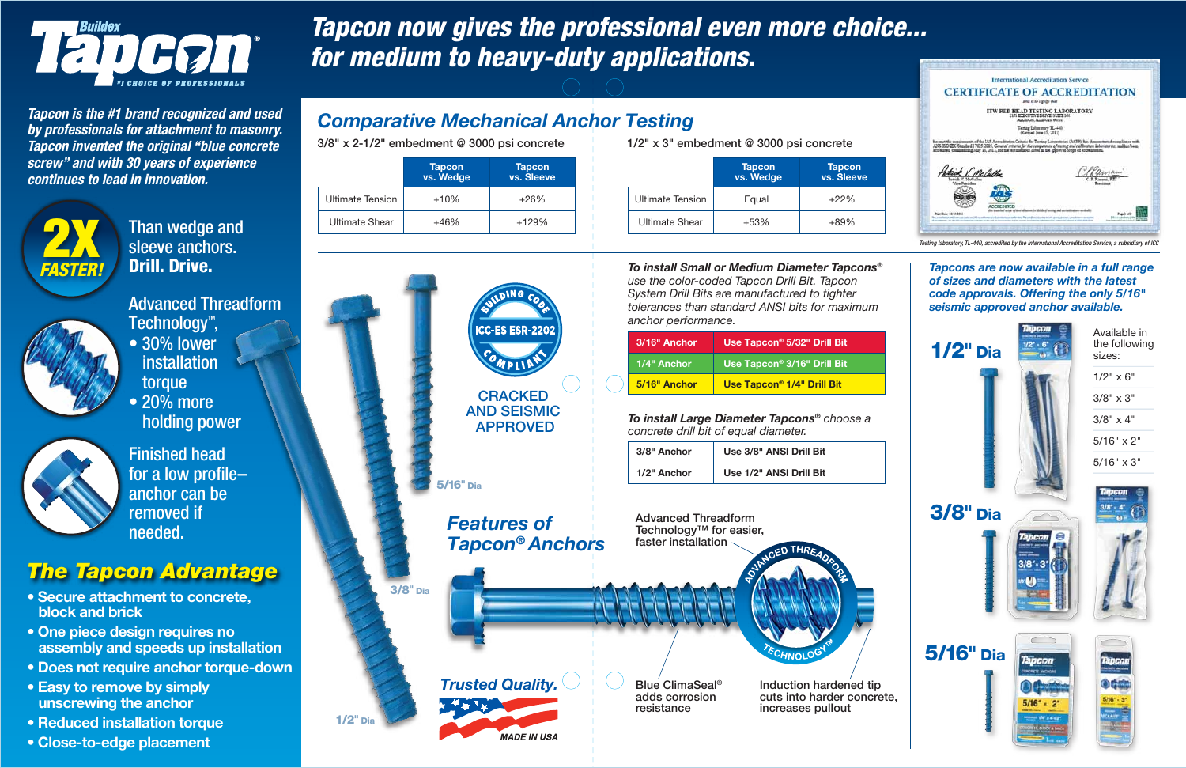# Tapcon now gives the professional even more choice... for medium to heavy-duty applications.

Buildex **Tapcon**® #1 CHOICE OF PROFESSIONALS

*Tapcon is the #1 brand recognized and used by professionals for attachment to masonry. Tapcon invented the original "blue concrete screw" and with 30 years of experience continues to lead in innovation.*

**2X FASTER!** Than wedge and sleeve anchors. **Drill. Drive.**

Advanced Threadform Technology™,
- 30% lower installation torque
- 20% more holding power

Finished head for a low profile– anchor can be removed if needed.

## The Tapcon Advantage

- Secure attachment to concrete, block and brick
- One piece design requires no assembly and speeds up installation
- Does not require anchor torque-down
- Easy to remove by simply unscrewing the anchor
- Reduced installation torque
- Close-to-edge placement

## Comparative Mechanical Anchor Testing

3/8" x 2-1/2" embedment @ 3000 psi concrete

| | Tapcon vs. Wedge | Tapcon vs. Sleeve |
|---|---|---|
| Ultimate Tension | +10% | +26% |
| Ultimate Shear | +46% | +129% |

1/2" x 3" embedment @ 3000 psi concrete

| | Tapcon vs. Wedge | Tapcon vs. Sleeve |
|---|---|---|
| Ultimate Tension | Equal | +22% |
| Ultimate Shear | +53% | +89% |

International Accreditation Service
CERTIFICATE OF ACCREDITATION

Testing laboratory, TL-440, accredited by the International Accreditation Service, a subsidiary of ICC

BUILDING CODE ICC-ES ESR-2202 COMPLIANT

CRACKED AND SEISMIC APPROVED

5/16" Dia
3/8" Dia
1/2" Dia

*To install Small or Medium Diameter Tapcons® use the color-coded Tapcon Drill Bit. Tapcon System Drill Bits are manufactured to tighter tolerances than standard ANSI bits for maximum anchor performance.*

| | |
|---|---|
| 3/16" Anchor | Use Tapcon® 5/32" Drill Bit |
| 1/4" Anchor | Use Tapcon® 3/16" Drill Bit |
| 5/16" Anchor | Use Tapcon® 1/4" Drill Bit |

*To install Large Diameter Tapcons® choose a concrete drill bit of equal diameter.*

| | |
|---|---|
| 3/8" Anchor | Use 3/8" ANSI Drill Bit |
| 1/2" Anchor | Use 1/2" ANSI Drill Bit |

## Features of Tapcon® Anchors

Advanced Threadform Technology™ for easier, faster installation

ADVANCED THREADFORM TECHNOLOGY™

Blue ClimaSeal® adds corrosion resistance

Induction hardened tip cuts into harder concrete, increases pullout

*Trusted Quality.*

MADE IN USA

*Tapcons are now available in a full range of sizes and diameters with the latest code approvals. Offering the only 5/16" seismic approved anchor available.*

1/2" Dia
3/8" Dia
5/16" Dia

Available in the following sizes:
- 1/2" x 6"
- 3/8" x 3"
- 3/8" x 4"
- 5/16" x 2"
- 5/16" x 3"